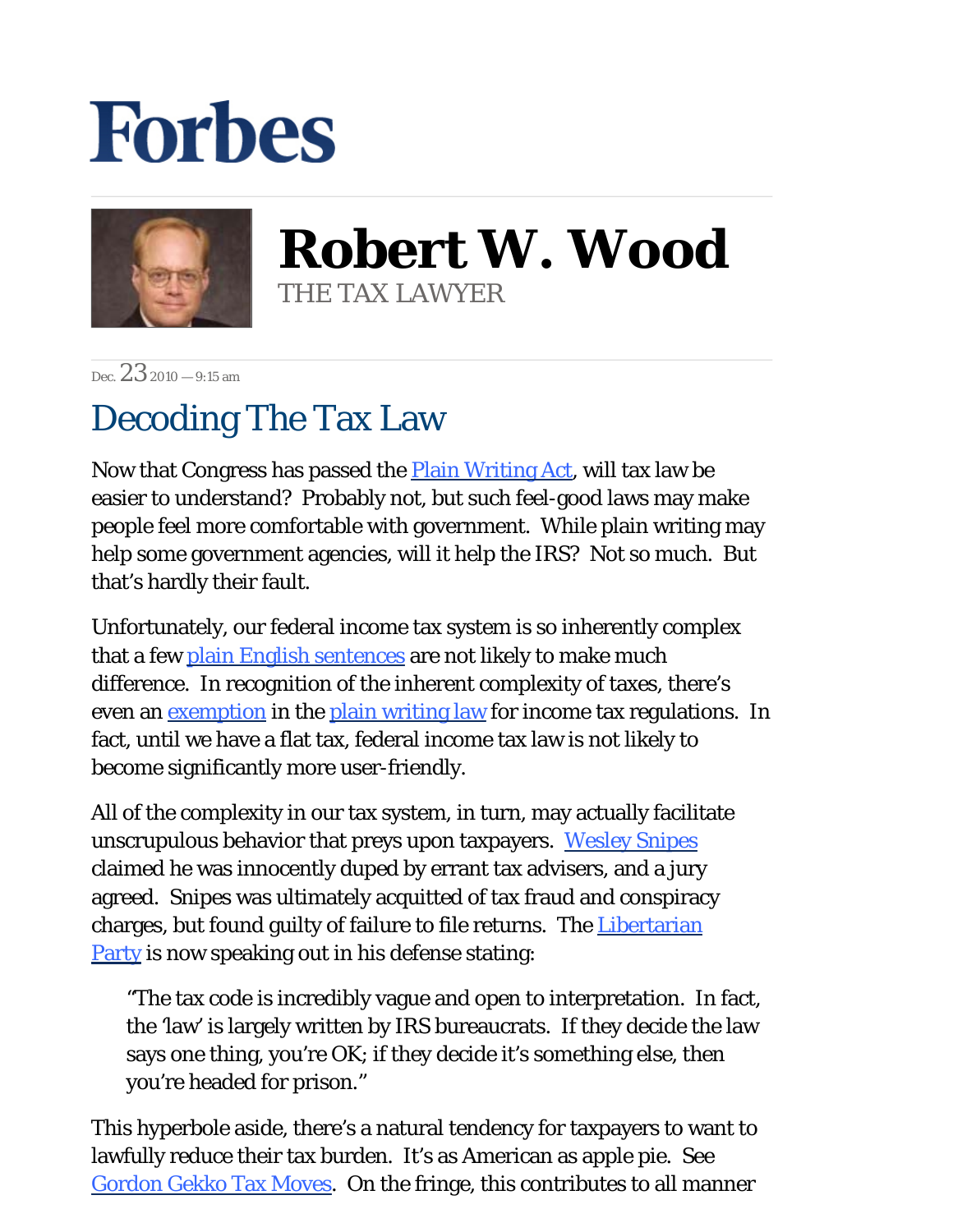# Forbes

## Robert W. Wood

THE TAX LAWYER

Dec. 23 2010 — 9:15 am

# Decoding The Tax Law

Now that Congress has passed the Plain Writing Act, will tax law be easier to understand? Probably not, but such feel-good laws may make people feel more comfortable with government. While plain writing may help some government agencies, will it help the IRS? Not so much. But that's hardly their fault.

Unfortunately, our federal income tax system is so inherently complex that a few plain English sentences are not likely to make much difference. In recognition of the inherent complexity of taxes, there's even an exemption in the plain writing law for income tax regulations. In fact, until we have a flat tax, federal income tax law is not likely to become significantly more user-friendly.

All of the complexity in our tax system, in turn, may actually facilitate unscrupulous behavior that preys upon taxpayers. Wesley Snipes claimed he was innocently duped by errant tax advisers, and a jury agreed. Snipes was ultimately acquitted of tax fraud and conspiracy charges, but found guilty of failure to file returns. The Libertarian Party is now speaking out in his defense stating:

> "The tax code is incredibly vague and open to interpretation. In fact, the 'law' is largely written by IRS bureaucrats. If they decide the law says one thing, you're OK; if they decide it's something else, then you're headed for prison."

This hyperbole aside, there's a natural tendency for taxpayers to want to lawfully reduce their tax burden. It's as American as apple pie. See Gordon Gekko Tax Moves. On the fringe, this contributes to all manner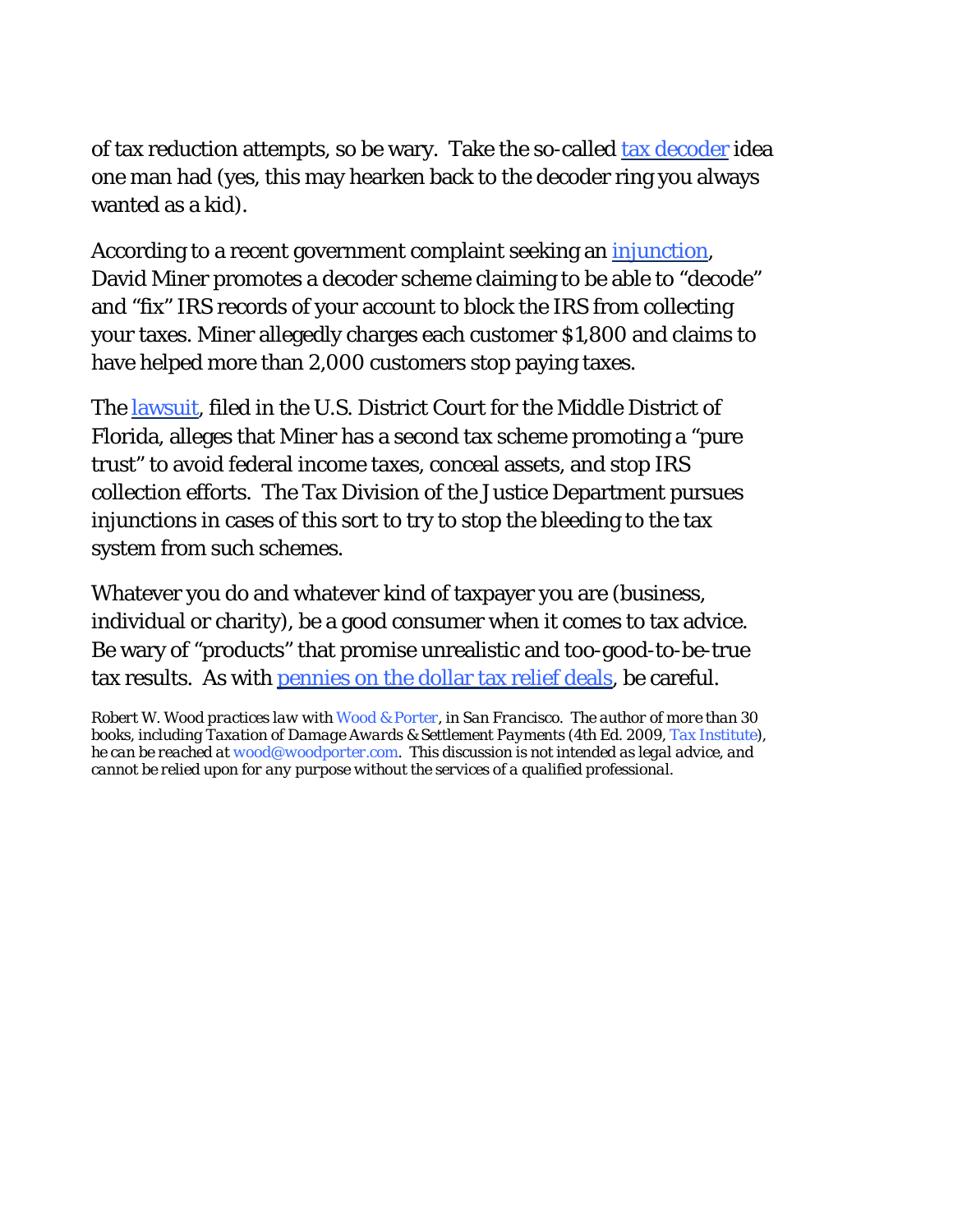of tax reduction attempts, so be wary. Take the so-called [tax decoder]() idea one man had (yes, this may hearken back to the decoder ring you always wanted as a kid).

According to a recent government complaint seeking an [injunction](), David Miner promotes a decoder scheme claiming to be able to "decode" and "fix" IRS records of your account to block the IRS from collecting your taxes. Miner allegedly charges each customer $1,800 and claims to have helped more than 2,000 customers stop paying taxes.

The [lawsuit](), filed in the U.S. District Court for the Middle District of Florida, alleges that Miner has a second tax scheme promoting a "pure trust" to avoid federal income taxes, conceal assets, and stop IRS collection efforts. The Tax Division of the Justice Department pursues injunctions in cases of this sort to try to stop the bleeding to the tax system from such schemes.

Whatever you do and whatever kind of taxpayer you are (business, individual or charity), be a good consumer when it comes to tax advice. Be wary of "products" that promise unrealistic and too-good-to-be-true tax results. As with [pennies on the dollar tax relief deals](), be careful.

*Robert W. Wood practices law with Wood & Porter, in San Francisco. The author of more than 30 books, including Taxation of Damage Awards & Settlement Payments (4th Ed. 2009, Tax Institute), he can be reached at wood@woodporter.com. This discussion is not intended as legal advice, and cannot be relied upon for any purpose without the services of a qualified professional.*